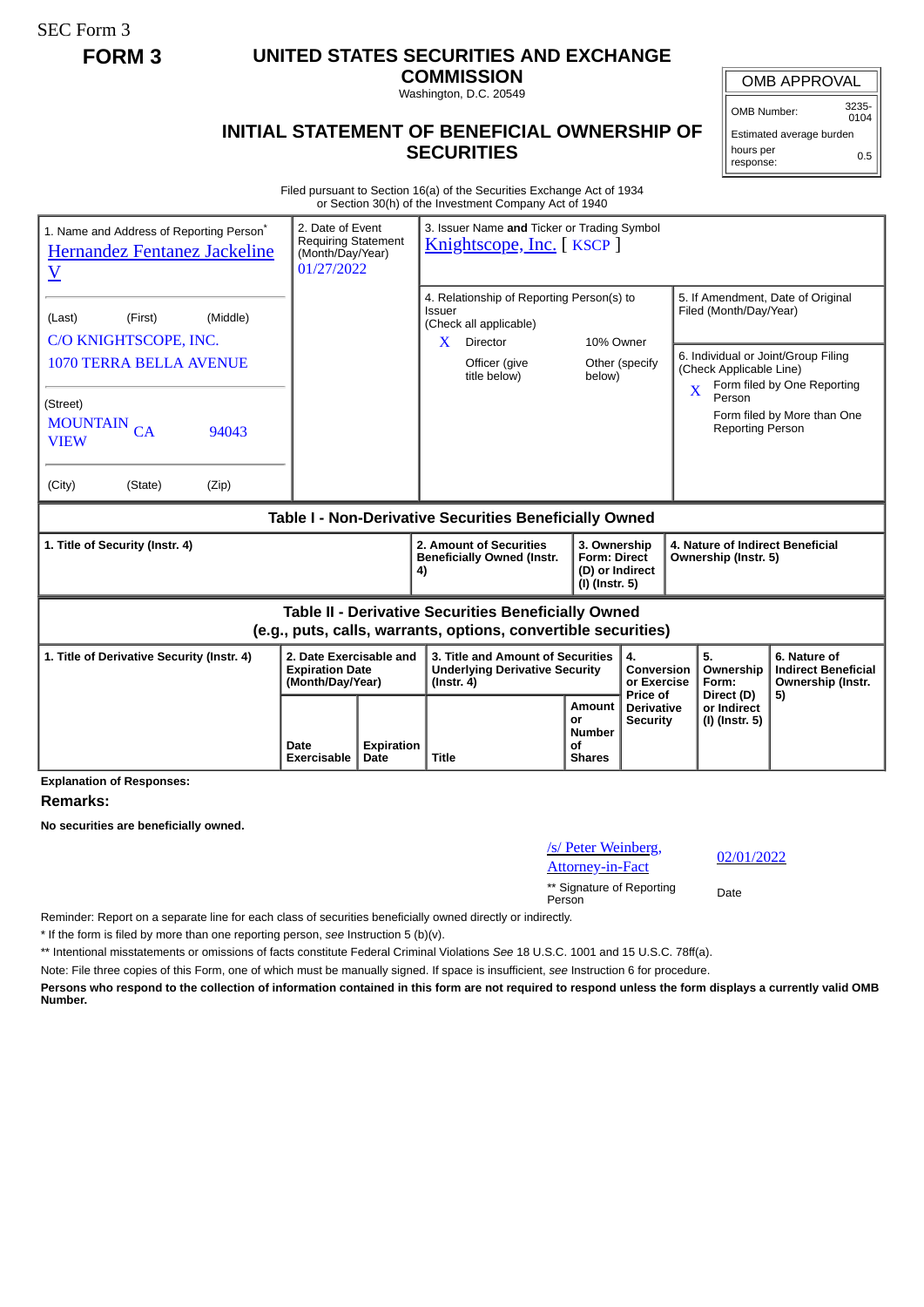SEC Form 3

# FORM 3

## UNITED STATES SECURITIES AND EXCHANGE COMMISSION

Washington, D.C. 20549

## INITIAL STATEMENT OF BENEFICIAL OWNERSHIP OF SECURITIES

| OMB APPROVAL | |
|---|---|
| OMB Number: | 3235-0104 |
| Estimated average burden | |
| hours per response: | 0.5 |

Filed pursuant to Section 16(a) of the Securities Exchange Act of 1934 or Section 30(h) of the Investment Company Act of 1940

1. Name and Address of Reporting Person*
Hernandez Fentanez Jackeline V

(Last) (First) (Middle)
C/O KNIGHTSCOPE, INC.
1070 TERRA BELLA AVENUE

(Street)
MOUNTAIN VIEW CA 94043

(City) (State) (Zip)

2. Date of Event Requiring Statement (Month/Day/Year)
01/27/2022

3. Issuer Name **and** Ticker or Trading Symbol
Knightscope, Inc. [ KSCP ]

4. Relationship of Reporting Person(s) to Issuer
(Check all applicable)
X Director
10% Owner
Officer (give title below)
Other (specify below)

5. If Amendment, Date of Original Filed (Month/Day/Year)

6. Individual or Joint/Group Filing (Check Applicable Line)
X Form filed by One Reporting Person
Form filed by More than One Reporting Person

### Table I - Non-Derivative Securities Beneficially Owned

| 1. Title of Security (Instr. 4) | 2. Amount of Securities Beneficially Owned (Instr. 4) | 3. Ownership Form: Direct (D) or Indirect (I) (Instr. 5) | 4. Nature of Indirect Beneficial Ownership (Instr. 5) |
|---|---|---|---|

### Table II - Derivative Securities Beneficially Owned (e.g., puts, calls, warrants, options, convertible securities)

| 1. Title of Derivative Security (Instr. 4) | 2. Date Exercisable and Expiration Date (Month/Day/Year) | | 3. Title and Amount of Securities Underlying Derivative Security (Instr. 4) | | 4. Conversion or Exercise Price of Derivative Security | 5. Ownership Form: Direct (D) or Indirect (I) (Instr. 5) | 6. Nature of Indirect Beneficial Ownership (Instr. 5) |
|---|---|---|---|---|---|---|---|
| | Date Exercisable | Expiration Date | Title | Amount or Number of Shares | | | |

**Explanation of Responses:**

**Remarks:**

**No securities are beneficially owned.**

/s/ Peter Weinberg, Attorney-in-Fact — 02/01/2022

** Signature of Reporting Person — Date

Reminder: Report on a separate line for each class of securities beneficially owned directly or indirectly.

* If the form is filed by more than one reporting person, *see* Instruction 5 (b)(v).

** Intentional misstatements or omissions of facts constitute Federal Criminal Violations *See* 18 U.S.C. 1001 and 15 U.S.C. 78ff(a).

Note: File three copies of this Form, one of which must be manually signed. If space is insufficient, *see* Instruction 6 for procedure.

**Persons who respond to the collection of information contained in this form are not required to respond unless the form displays a currently valid OMB Number.**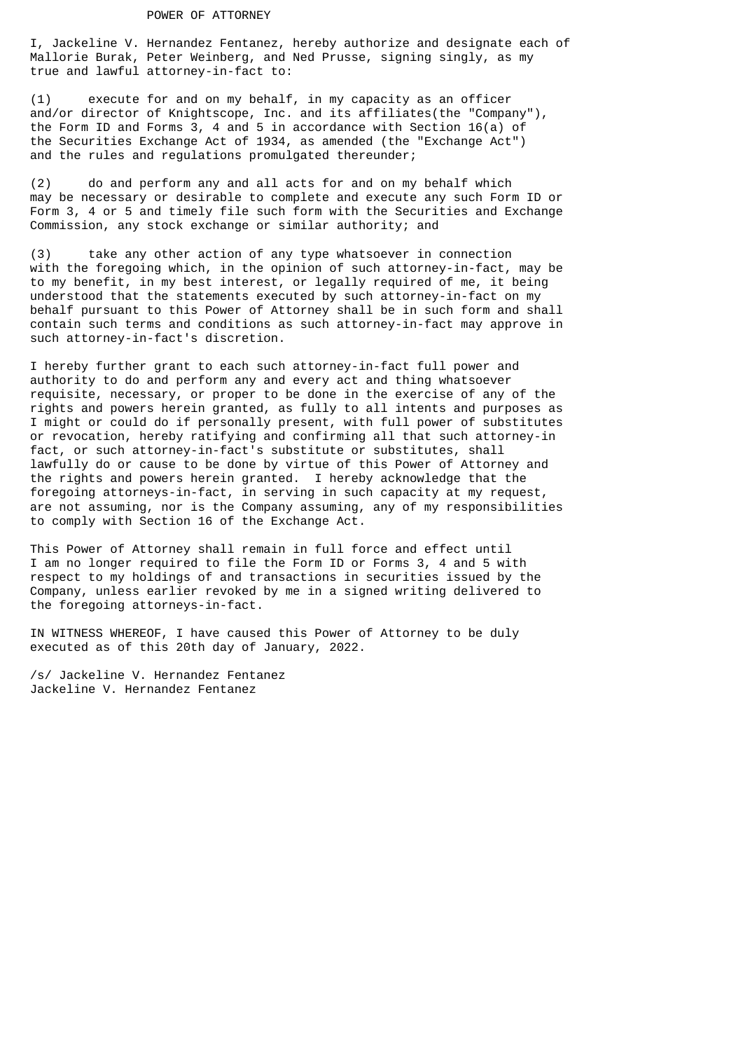# POWER OF ATTORNEY

I, Jackeline V. Hernandez Fentanez, hereby authorize and designate each of Mallorie Burak, Peter Weinberg, and Ned Prusse, signing singly, as my true and lawful attorney-in-fact to:

(1) execute for and on my behalf, in my capacity as an officer and/or director of Knightscope, Inc. and its affiliates(the "Company"), the Form ID and Forms 3, 4 and 5 in accordance with Section 16(a) of the Securities Exchange Act of 1934, as amended (the "Exchange Act") and the rules and regulations promulgated thereunder;

(2) do and perform any and all acts for and on my behalf which may be necessary or desirable to complete and execute any such Form ID or Form 3, 4 or 5 and timely file such form with the Securities and Exchange Commission, any stock exchange or similar authority; and

(3) take any other action of any type whatsoever in connection with the foregoing which, in the opinion of such attorney-in-fact, may be to my benefit, in my best interest, or legally required of me, it being understood that the statements executed by such attorney-in-fact on my behalf pursuant to this Power of Attorney shall be in such form and shall contain such terms and conditions as such attorney-in-fact may approve in such attorney-in-fact's discretion.

I hereby further grant to each such attorney-in-fact full power and authority to do and perform any and every act and thing whatsoever requisite, necessary, or proper to be done in the exercise of any of the rights and powers herein granted, as fully to all intents and purposes as I might or could do if personally present, with full power of substitutes or revocation, hereby ratifying and confirming all that such attorney-in fact, or such attorney-in-fact's substitute or substitutes, shall lawfully do or cause to be done by virtue of this Power of Attorney and the rights and powers herein granted. I hereby acknowledge that the foregoing attorneys-in-fact, in serving in such capacity at my request, are not assuming, nor is the Company assuming, any of my responsibilities to comply with Section 16 of the Exchange Act.

This Power of Attorney shall remain in full force and effect until I am no longer required to file the Form ID or Forms 3, 4 and 5 with respect to my holdings of and transactions in securities issued by the Company, unless earlier revoked by me in a signed writing delivered to the foregoing attorneys-in-fact.

IN WITNESS WHEREOF, I have caused this Power of Attorney to be duly executed as of this 20th day of January, 2022.

/s/ Jackeline V. Hernandez Fentanez
Jackeline V. Hernandez Fentanez